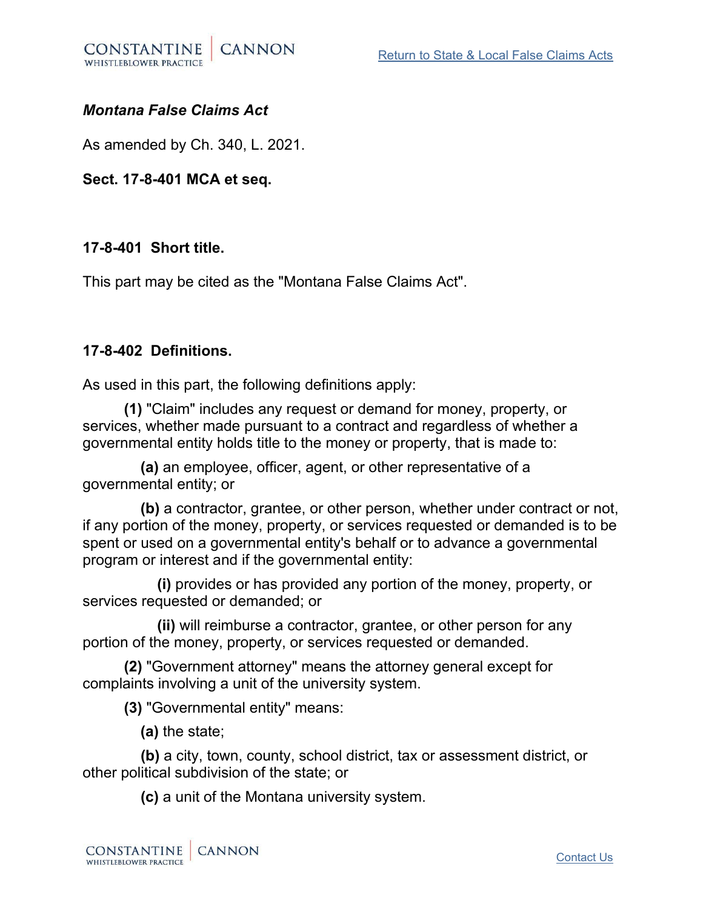***Montana False Claims Act***

As amended by Ch. 340, L. 2021.

**Sect. 17-8-401 MCA et seq.**

**17-8-401 Short title.**

This part may be cited as the "Montana False Claims Act".

**17-8-402 Definitions.**

As used in this part, the following definitions apply:

**(1)** "Claim" includes any request or demand for money, property, or services, whether made pursuant to a contract and regardless of whether a governmental entity holds title to the money or property, that is made to:

**(a)** an employee, officer, agent, or other representative of a governmental entity; or

**(b)** a contractor, grantee, or other person, whether under contract or not, if any portion of the money, property, or services requested or demanded is to be spent or used on a governmental entity's behalf or to advance a governmental program or interest and if the governmental entity:

**(i)** provides or has provided any portion of the money, property, or services requested or demanded; or

**(ii)** will reimburse a contractor, grantee, or other person for any portion of the money, property, or services requested or demanded.

**(2)** "Government attorney" means the attorney general except for complaints involving a unit of the university system.

**(3)** "Governmental entity" means:

**(a)** the state;

**(b)** a city, town, county, school district, tax or assessment district, or other political subdivision of the state; or

**(c)** a unit of the Montana university system.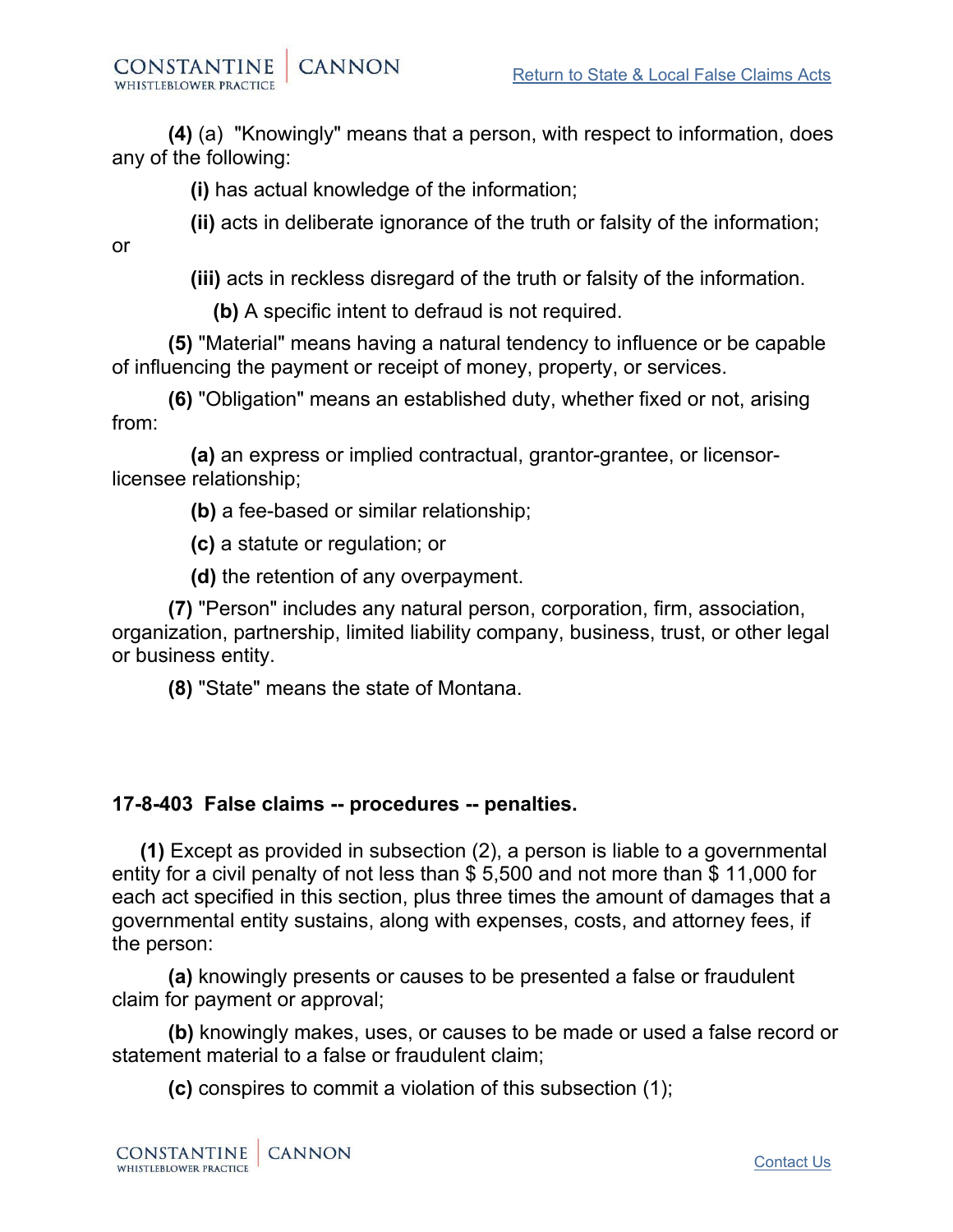**(4)** (a) "Knowingly" means that a person, with respect to information, does any of the following:

**(i)** has actual knowledge of the information;

**(ii)** acts in deliberate ignorance of the truth or falsity of the information; or

**(iii)** acts in reckless disregard of the truth or falsity of the information.

**(b)** A specific intent to defraud is not required.

**(5)** "Material" means having a natural tendency to influence or be capable of influencing the payment or receipt of money, property, or services.

**(6)** "Obligation" means an established duty, whether fixed or not, arising from:

**(a)** an express or implied contractual, grantor-grantee, or licensor-licensee relationship;

**(b)** a fee-based or similar relationship;

**(c)** a statute or regulation; or

**(d)** the retention of any overpayment.

**(7)** "Person" includes any natural person, corporation, firm, association, organization, partnership, limited liability company, business, trust, or other legal or business entity.

**(8)** "State" means the state of Montana.

**17-8-403 False claims -- procedures -- penalties.**

**(1)** Except as provided in subsection (2), a person is liable to a governmental entity for a civil penalty of not less than $ 5,500 and not more than $ 11,000 for each act specified in this section, plus three times the amount of damages that a governmental entity sustains, along with expenses, costs, and attorney fees, if the person:

**(a)** knowingly presents or causes to be presented a false or fraudulent claim for payment or approval;

**(b)** knowingly makes, uses, or causes to be made or used a false record or statement material to a false or fraudulent claim;

**(c)** conspires to commit a violation of this subsection (1);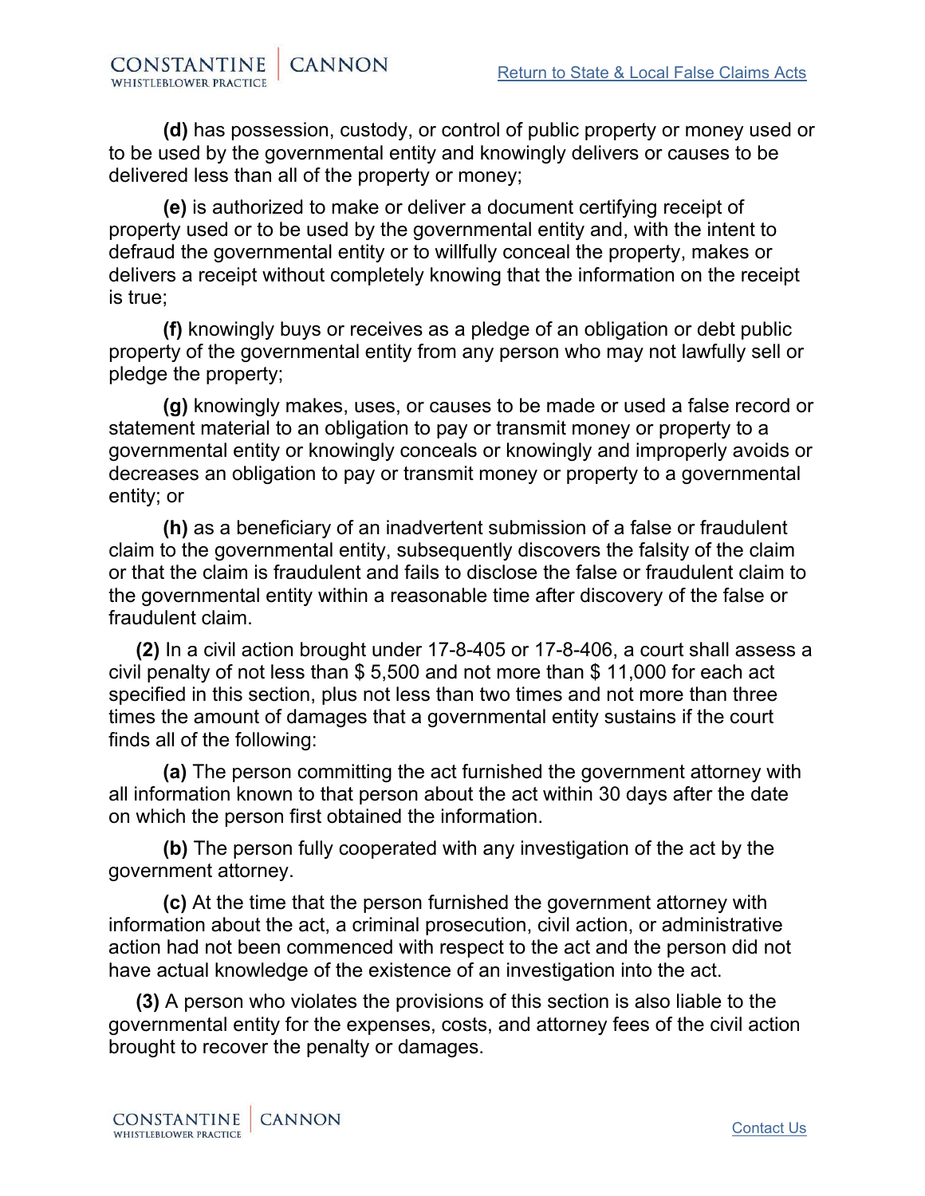**(d)** has possession, custody, or control of public property or money used or to be used by the governmental entity and knowingly delivers or causes to be delivered less than all of the property or money;

**(e)** is authorized to make or deliver a document certifying receipt of property used or to be used by the governmental entity and, with the intent to defraud the governmental entity or to willfully conceal the property, makes or delivers a receipt without completely knowing that the information on the receipt is true;

**(f)** knowingly buys or receives as a pledge of an obligation or debt public property of the governmental entity from any person who may not lawfully sell or pledge the property;

**(g)** knowingly makes, uses, or causes to be made or used a false record or statement material to an obligation to pay or transmit money or property to a governmental entity or knowingly conceals or knowingly and improperly avoids or decreases an obligation to pay or transmit money or property to a governmental entity; or

**(h)** as a beneficiary of an inadvertent submission of a false or fraudulent claim to the governmental entity, subsequently discovers the falsity of the claim or that the claim is fraudulent and fails to disclose the false or fraudulent claim to the governmental entity within a reasonable time after discovery of the false or fraudulent claim.

**(2)** In a civil action brought under 17-8-405 or 17-8-406, a court shall assess a civil penalty of not less than $ 5,500 and not more than $ 11,000 for each act specified in this section, plus not less than two times and not more than three times the amount of damages that a governmental entity sustains if the court finds all of the following:

**(a)** The person committing the act furnished the government attorney with all information known to that person about the act within 30 days after the date on which the person first obtained the information.

**(b)** The person fully cooperated with any investigation of the act by the government attorney.

**(c)** At the time that the person furnished the government attorney with information about the act, a criminal prosecution, civil action, or administrative action had not been commenced with respect to the act and the person did not have actual knowledge of the existence of an investigation into the act.

**(3)** A person who violates the provisions of this section is also liable to the governmental entity for the expenses, costs, and attorney fees of the civil action brought to recover the penalty or damages.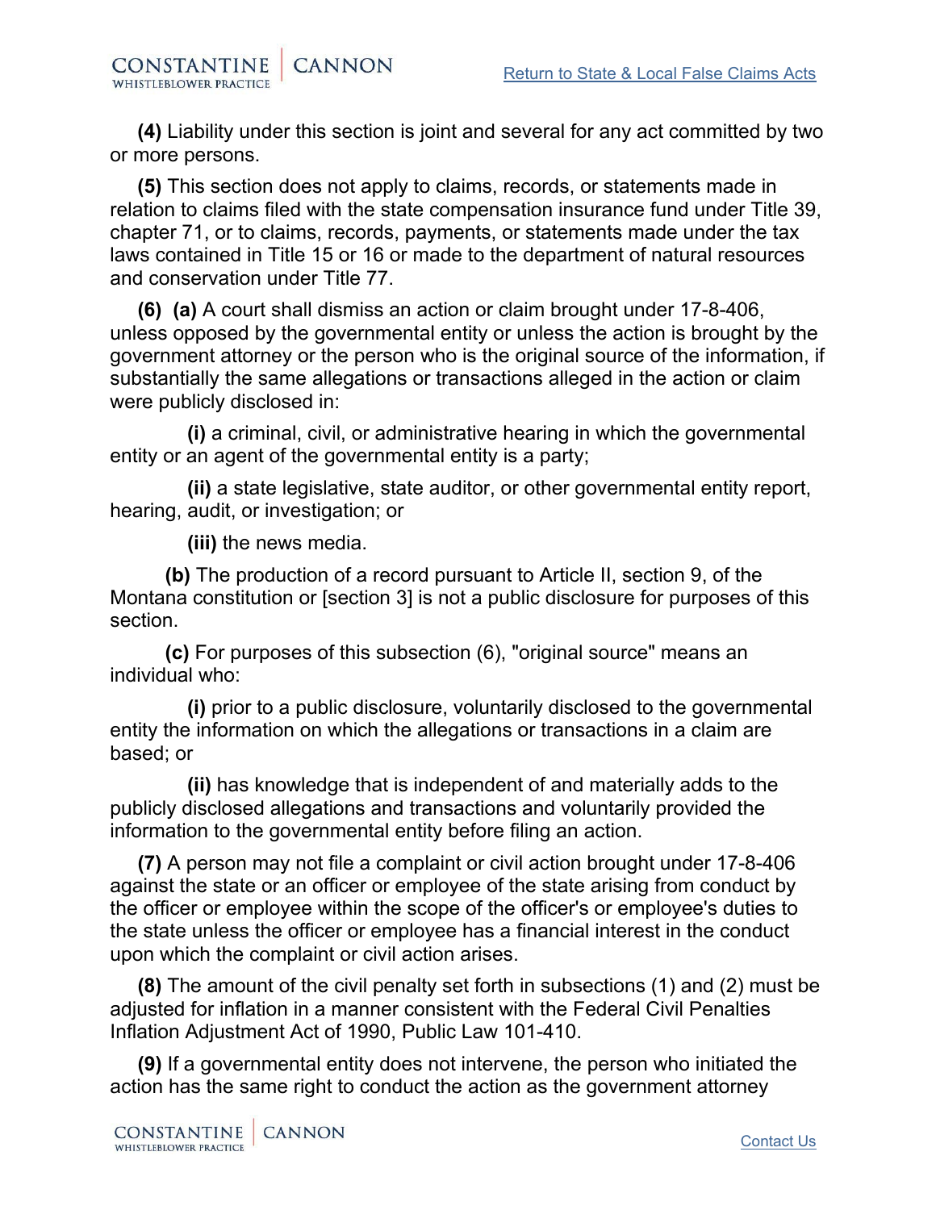**(4)** Liability under this section is joint and several for any act committed by two or more persons.

**(5)** This section does not apply to claims, records, or statements made in relation to claims filed with the state compensation insurance fund under Title 39, chapter 71, or to claims, records, payments, or statements made under the tax laws contained in Title 15 or 16 or made to the department of natural resources and conservation under Title 77.

**(6)** **(a)** A court shall dismiss an action or claim brought under 17-8-406, unless opposed by the governmental entity or unless the action is brought by the government attorney or the person who is the original source of the information, if substantially the same allegations or transactions alleged in the action or claim were publicly disclosed in:

**(i)** a criminal, civil, or administrative hearing in which the governmental entity or an agent of the governmental entity is a party;

**(ii)** a state legislative, state auditor, or other governmental entity report, hearing, audit, or investigation; or

**(iii)** the news media.

**(b)** The production of a record pursuant to Article II, section 9, of the Montana constitution or [section 3] is not a public disclosure for purposes of this section.

**(c)** For purposes of this subsection (6), "original source" means an individual who:

**(i)** prior to a public disclosure, voluntarily disclosed to the governmental entity the information on which the allegations or transactions in a claim are based; or

**(ii)** has knowledge that is independent of and materially adds to the publicly disclosed allegations and transactions and voluntarily provided the information to the governmental entity before filing an action.

**(7)** A person may not file a complaint or civil action brought under 17-8-406 against the state or an officer or employee of the state arising from conduct by the officer or employee within the scope of the officer's or employee's duties to the state unless the officer or employee has a financial interest in the conduct upon which the complaint or civil action arises.

**(8)** The amount of the civil penalty set forth in subsections (1) and (2) must be adjusted for inflation in a manner consistent with the Federal Civil Penalties Inflation Adjustment Act of 1990, Public Law 101-410.

**(9)** If a governmental entity does not intervene, the person who initiated the action has the same right to conduct the action as the government attorney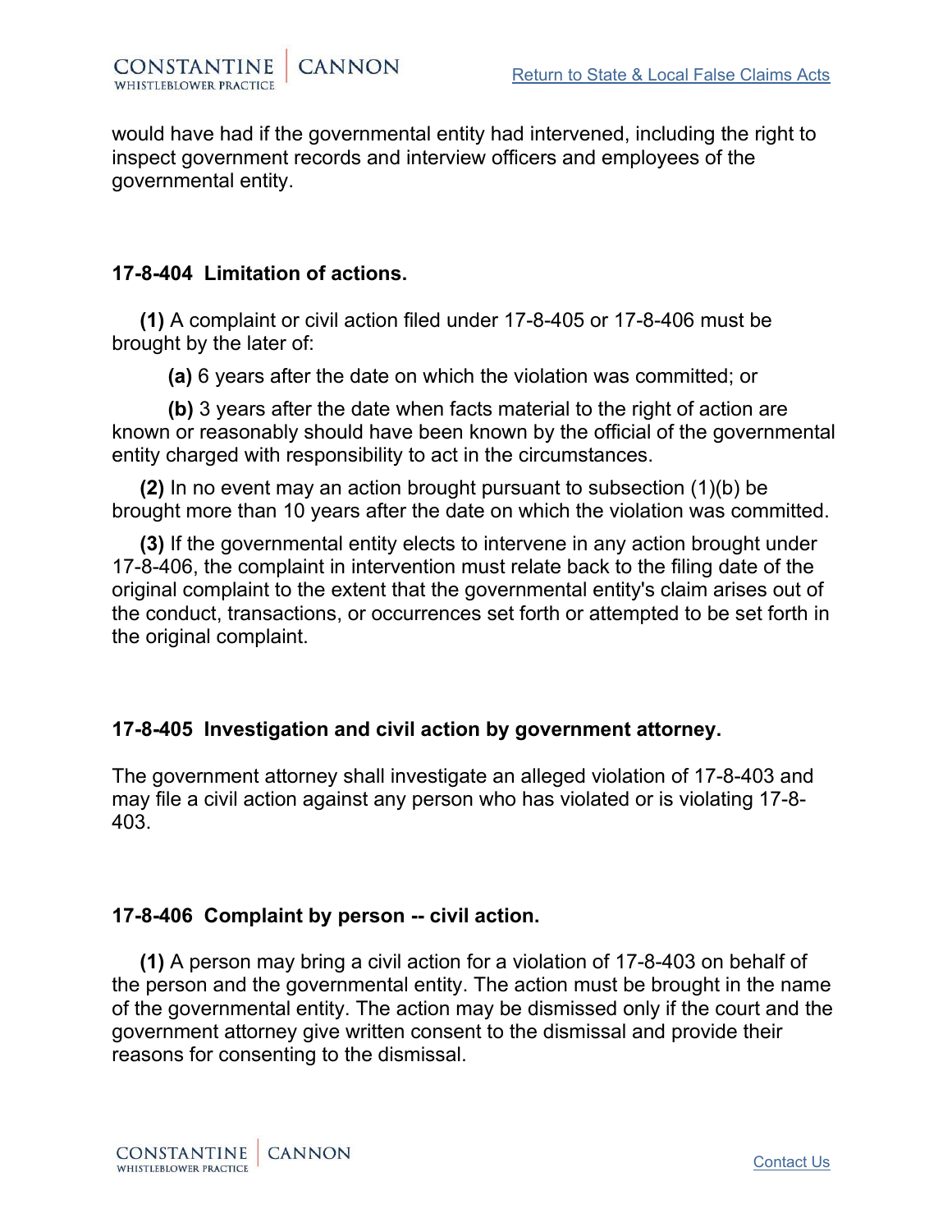would have had if the governmental entity had intervened, including the right to inspect government records and interview officers and employees of the governmental entity.

**17-8-404 Limitation of actions.**

**(1)** A complaint or civil action filed under 17-8-405 or 17-8-406 must be brought by the later of:

**(a)** 6 years after the date on which the violation was committed; or

**(b)** 3 years after the date when facts material to the right of action are known or reasonably should have been known by the official of the governmental entity charged with responsibility to act in the circumstances.

**(2)** In no event may an action brought pursuant to subsection (1)(b) be brought more than 10 years after the date on which the violation was committed.

**(3)** If the governmental entity elects to intervene in any action brought under 17-8-406, the complaint in intervention must relate back to the filing date of the original complaint to the extent that the governmental entity's claim arises out of the conduct, transactions, or occurrences set forth or attempted to be set forth in the original complaint.

**17-8-405 Investigation and civil action by government attorney.**

The government attorney shall investigate an alleged violation of 17-8-403 and may file a civil action against any person who has violated or is violating 17-8-403.

**17-8-406 Complaint by person -- civil action.**

**(1)** A person may bring a civil action for a violation of 17-8-403 on behalf of the person and the governmental entity. The action must be brought in the name of the governmental entity. The action may be dismissed only if the court and the government attorney give written consent to the dismissal and provide their reasons for consenting to the dismissal.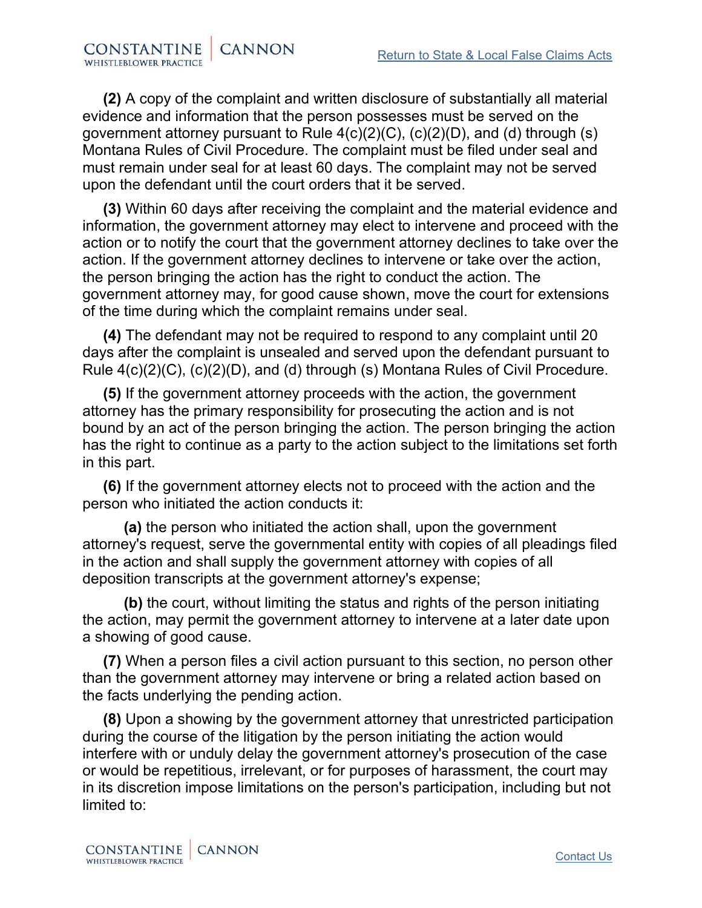**(2)** A copy of the complaint and written disclosure of substantially all material evidence and information that the person possesses must be served on the government attorney pursuant to Rule 4(c)(2)(C), (c)(2)(D), and (d) through (s) Montana Rules of Civil Procedure. The complaint must be filed under seal and must remain under seal for at least 60 days. The complaint may not be served upon the defendant until the court orders that it be served.

**(3)** Within 60 days after receiving the complaint and the material evidence and information, the government attorney may elect to intervene and proceed with the action or to notify the court that the government attorney declines to take over the action. If the government attorney declines to intervene or take over the action, the person bringing the action has the right to conduct the action. The government attorney may, for good cause shown, move the court for extensions of the time during which the complaint remains under seal.

**(4)** The defendant may not be required to respond to any complaint until 20 days after the complaint is unsealed and served upon the defendant pursuant to Rule 4(c)(2)(C), (c)(2)(D), and (d) through (s) Montana Rules of Civil Procedure.

**(5)** If the government attorney proceeds with the action, the government attorney has the primary responsibility for prosecuting the action and is not bound by an act of the person bringing the action. The person bringing the action has the right to continue as a party to the action subject to the limitations set forth in this part.

**(6)** If the government attorney elects not to proceed with the action and the person who initiated the action conducts it:

**(a)** the person who initiated the action shall, upon the government attorney's request, serve the governmental entity with copies of all pleadings filed in the action and shall supply the government attorney with copies of all deposition transcripts at the government attorney's expense;

**(b)** the court, without limiting the status and rights of the person initiating the action, may permit the government attorney to intervene at a later date upon a showing of good cause.

**(7)** When a person files a civil action pursuant to this section, no person other than the government attorney may intervene or bring a related action based on the facts underlying the pending action.

**(8)** Upon a showing by the government attorney that unrestricted participation during the course of the litigation by the person initiating the action would interfere with or unduly delay the government attorney's prosecution of the case or would be repetitious, irrelevant, or for purposes of harassment, the court may in its discretion impose limitations on the person's participation, including but not limited to: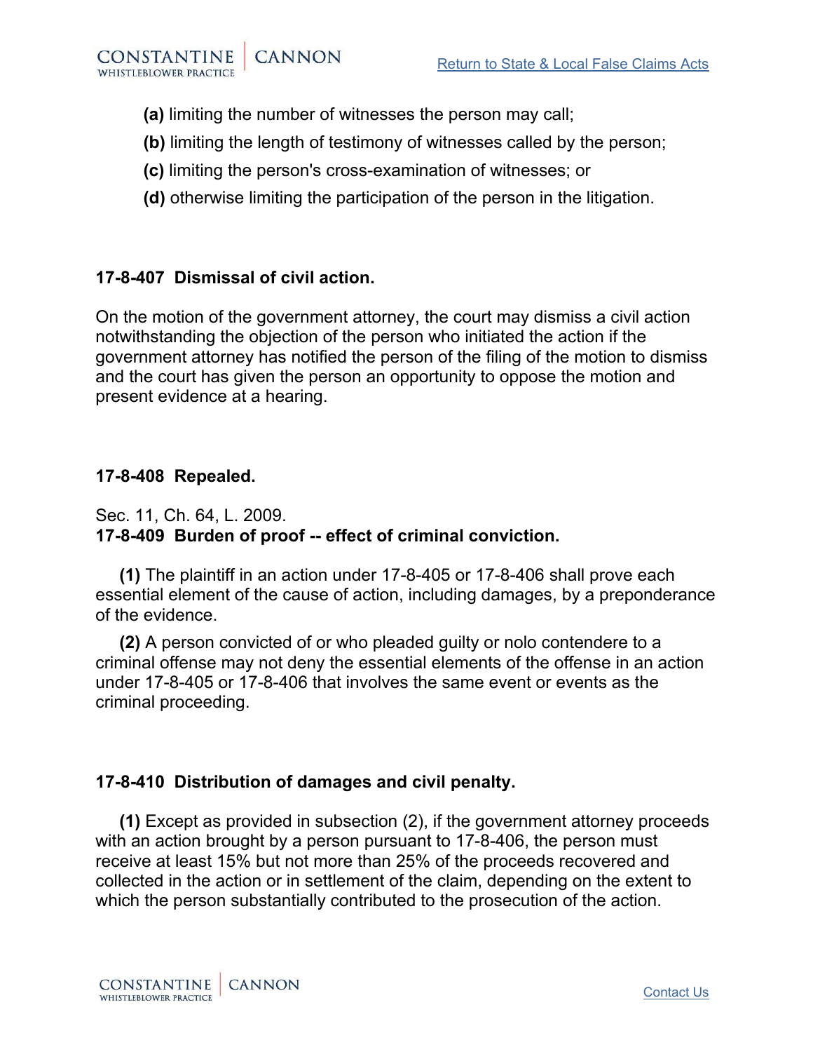**(a)** limiting the number of witnesses the person may call;

**(b)** limiting the length of testimony of witnesses called by the person;

**(c)** limiting the person's cross-examination of witnesses; or

**(d)** otherwise limiting the participation of the person in the litigation.

**17-8-407 Dismissal of civil action.**

On the motion of the government attorney, the court may dismiss a civil action notwithstanding the objection of the person who initiated the action if the government attorney has notified the person of the filing of the motion to dismiss and the court has given the person an opportunity to oppose the motion and present evidence at a hearing.

**17-8-408 Repealed.**

Sec. 11, Ch. 64, L. 2009.

**17-8-409 Burden of proof -- effect of criminal conviction.**

**(1)** The plaintiff in an action under 17-8-405 or 17-8-406 shall prove each essential element of the cause of action, including damages, by a preponderance of the evidence.

**(2)** A person convicted of or who pleaded guilty or nolo contendere to a criminal offense may not deny the essential elements of the offense in an action under 17-8-405 or 17-8-406 that involves the same event or events as the criminal proceeding.

**17-8-410 Distribution of damages and civil penalty.**

**(1)** Except as provided in subsection (2), if the government attorney proceeds with an action brought by a person pursuant to 17-8-406, the person must receive at least 15% but not more than 25% of the proceeds recovered and collected in the action or in settlement of the claim, depending on the extent to which the person substantially contributed to the prosecution of the action.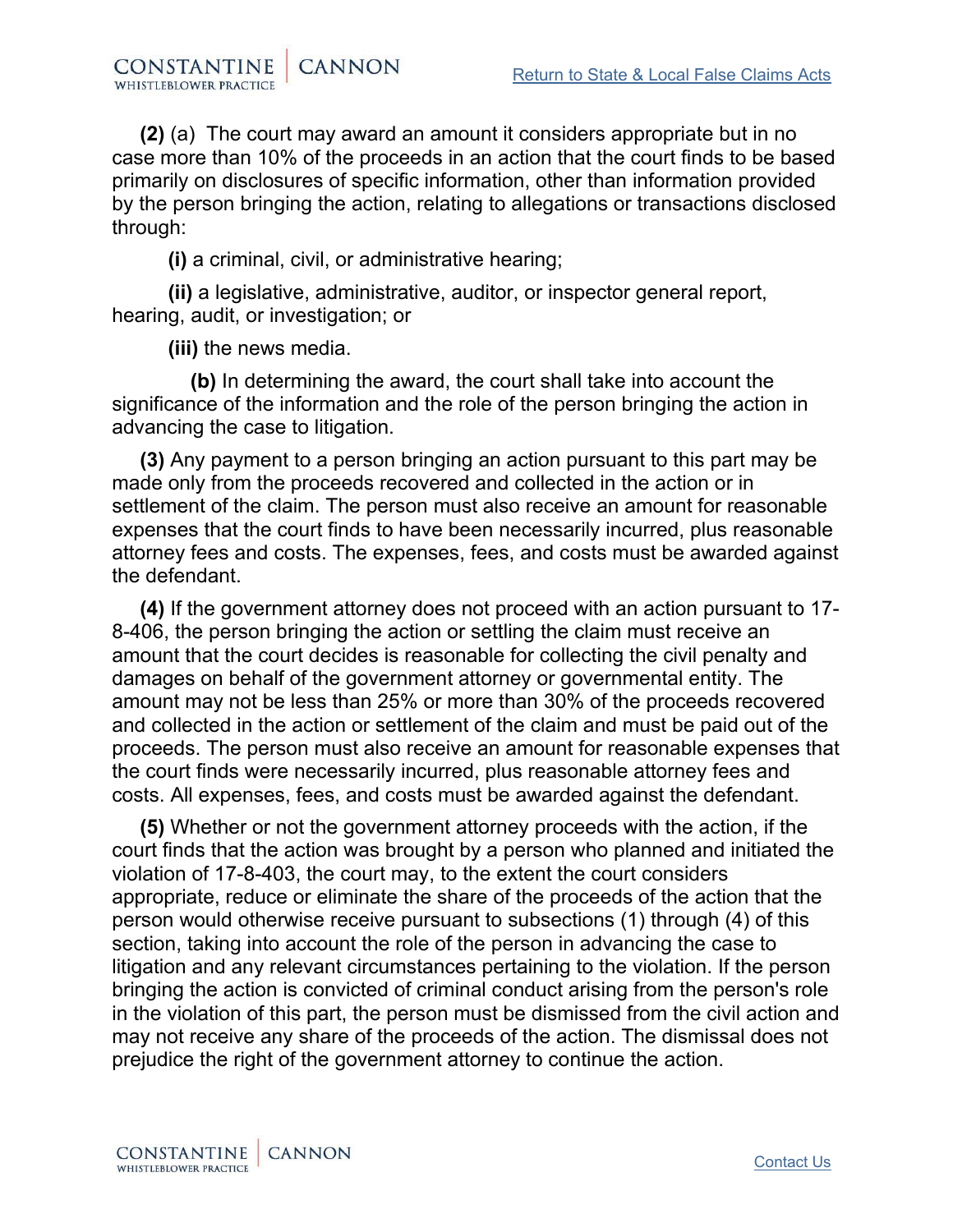**(2)** (a) The court may award an amount it considers appropriate but in no case more than 10% of the proceeds in an action that the court finds to be based primarily on disclosures of specific information, other than information provided by the person bringing the action, relating to allegations or transactions disclosed through:

**(i)** a criminal, civil, or administrative hearing;

**(ii)** a legislative, administrative, auditor, or inspector general report, hearing, audit, or investigation; or

**(iii)** the news media.

**(b)** In determining the award, the court shall take into account the significance of the information and the role of the person bringing the action in advancing the case to litigation.

**(3)** Any payment to a person bringing an action pursuant to this part may be made only from the proceeds recovered and collected in the action or in settlement of the claim. The person must also receive an amount for reasonable expenses that the court finds to have been necessarily incurred, plus reasonable attorney fees and costs. The expenses, fees, and costs must be awarded against the defendant.

**(4)** If the government attorney does not proceed with an action pursuant to 17-8-406, the person bringing the action or settling the claim must receive an amount that the court decides is reasonable for collecting the civil penalty and damages on behalf of the government attorney or governmental entity. The amount may not be less than 25% or more than 30% of the proceeds recovered and collected in the action or settlement of the claim and must be paid out of the proceeds. The person must also receive an amount for reasonable expenses that the court finds were necessarily incurred, plus reasonable attorney fees and costs. All expenses, fees, and costs must be awarded against the defendant.

**(5)** Whether or not the government attorney proceeds with the action, if the court finds that the action was brought by a person who planned and initiated the violation of 17-8-403, the court may, to the extent the court considers appropriate, reduce or eliminate the share of the proceeds of the action that the person would otherwise receive pursuant to subsections (1) through (4) of this section, taking into account the role of the person in advancing the case to litigation and any relevant circumstances pertaining to the violation. If the person bringing the action is convicted of criminal conduct arising from the person's role in the violation of this part, the person must be dismissed from the civil action and may not receive any share of the proceeds of the action. The dismissal does not prejudice the right of the government attorney to continue the action.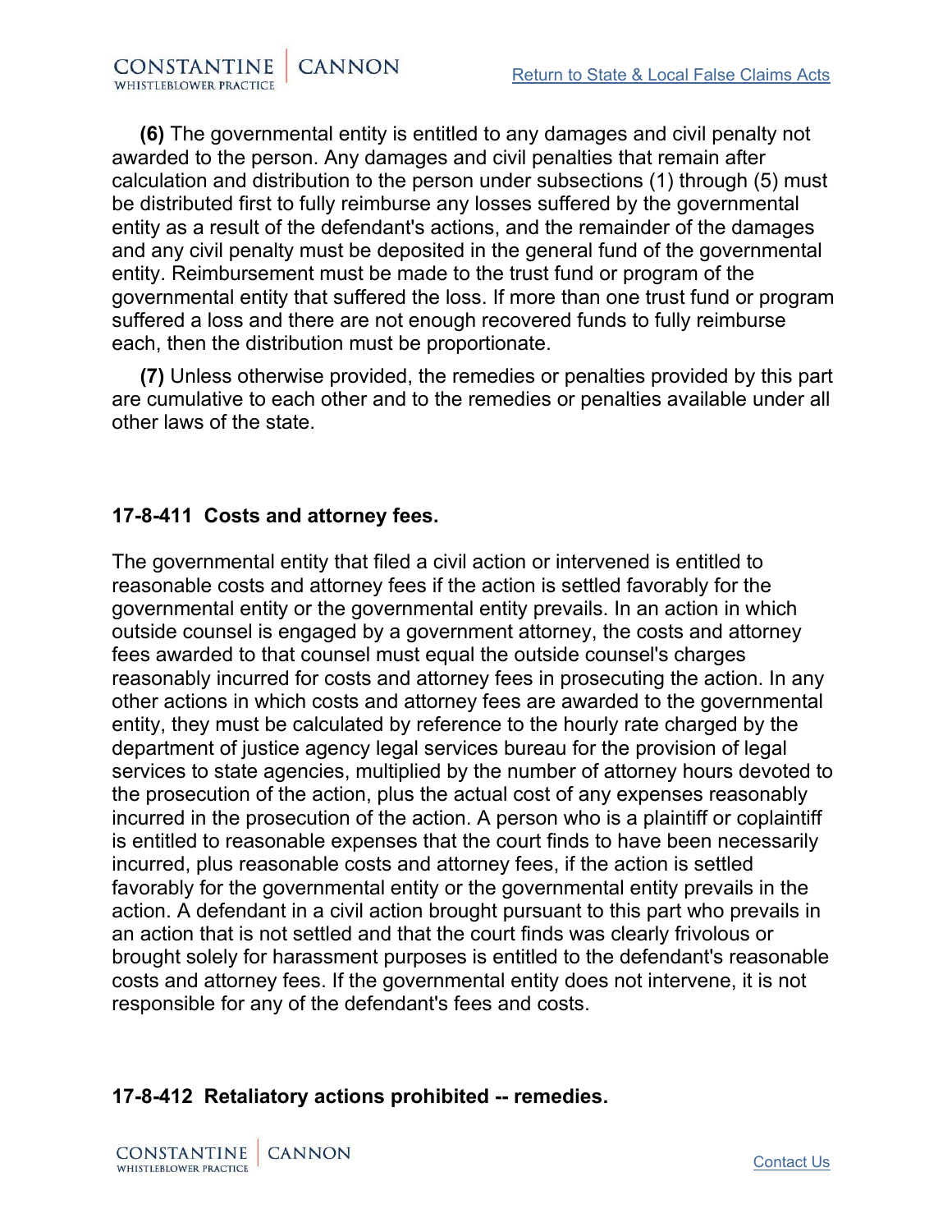**(6)** The governmental entity is entitled to any damages and civil penalty not awarded to the person. Any damages and civil penalties that remain after calculation and distribution to the person under subsections (1) through (5) must be distributed first to fully reimburse any losses suffered by the governmental entity as a result of the defendant's actions, and the remainder of the damages and any civil penalty must be deposited in the general fund of the governmental entity. Reimbursement must be made to the trust fund or program of the governmental entity that suffered the loss. If more than one trust fund or program suffered a loss and there are not enough recovered funds to fully reimburse each, then the distribution must be proportionate.

**(7)** Unless otherwise provided, the remedies or penalties provided by this part are cumulative to each other and to the remedies or penalties available under all other laws of the state.

### 17-8-411 Costs and attorney fees.

The governmental entity that filed a civil action or intervened is entitled to reasonable costs and attorney fees if the action is settled favorably for the governmental entity or the governmental entity prevails. In an action in which outside counsel is engaged by a government attorney, the costs and attorney fees awarded to that counsel must equal the outside counsel's charges reasonably incurred for costs and attorney fees in prosecuting the action. In any other actions in which costs and attorney fees are awarded to the governmental entity, they must be calculated by reference to the hourly rate charged by the department of justice agency legal services bureau for the provision of legal services to state agencies, multiplied by the number of attorney hours devoted to the prosecution of the action, plus the actual cost of any expenses reasonably incurred in the prosecution of the action. A person who is a plaintiff or coplaintiff is entitled to reasonable expenses that the court finds to have been necessarily incurred, plus reasonable costs and attorney fees, if the action is settled favorably for the governmental entity or the governmental entity prevails in the action. A defendant in a civil action brought pursuant to this part who prevails in an action that is not settled and that the court finds was clearly frivolous or brought solely for harassment purposes is entitled to the defendant's reasonable costs and attorney fees. If the governmental entity does not intervene, it is not responsible for any of the defendant's fees and costs.

### 17-8-412 Retaliatory actions prohibited -- remedies.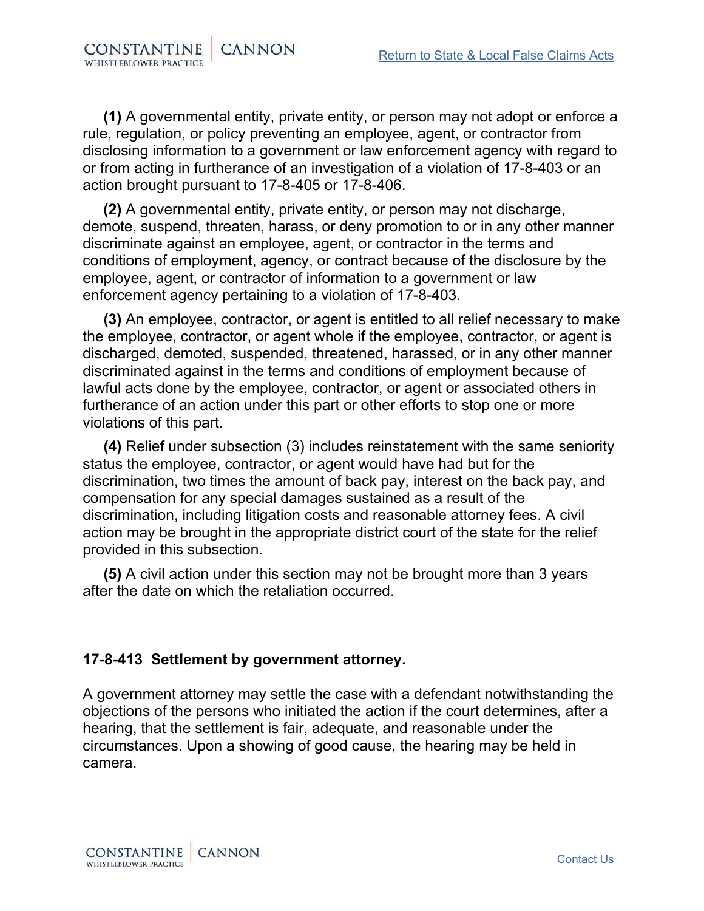**(1)** A governmental entity, private entity, or person may not adopt or enforce a rule, regulation, or policy preventing an employee, agent, or contractor from disclosing information to a government or law enforcement agency with regard to or from acting in furtherance of an investigation of a violation of 17-8-403 or an action brought pursuant to 17-8-405 or 17-8-406.

**(2)** A governmental entity, private entity, or person may not discharge, demote, suspend, threaten, harass, or deny promotion to or in any other manner discriminate against an employee, agent, or contractor in the terms and conditions of employment, agency, or contract because of the disclosure by the employee, agent, or contractor of information to a government or law enforcement agency pertaining to a violation of 17-8-403.

**(3)** An employee, contractor, or agent is entitled to all relief necessary to make the employee, contractor, or agent whole if the employee, contractor, or agent is discharged, demoted, suspended, threatened, harassed, or in any other manner discriminated against in the terms and conditions of employment because of lawful acts done by the employee, contractor, or agent or associated others in furtherance of an action under this part or other efforts to stop one or more violations of this part.

**(4)** Relief under subsection (3) includes reinstatement with the same seniority status the employee, contractor, or agent would have had but for the discrimination, two times the amount of back pay, interest on the back pay, and compensation for any special damages sustained as a result of the discrimination, including litigation costs and reasonable attorney fees. A civil action may be brought in the appropriate district court of the state for the relief provided in this subsection.

**(5)** A civil action under this section may not be brought more than 3 years after the date on which the retaliation occurred.

### 17-8-413 Settlement by government attorney.

A government attorney may settle the case with a defendant notwithstanding the objections of the persons who initiated the action if the court determines, after a hearing, that the settlement is fair, adequate, and reasonable under the circumstances. Upon a showing of good cause, the hearing may be held in camera.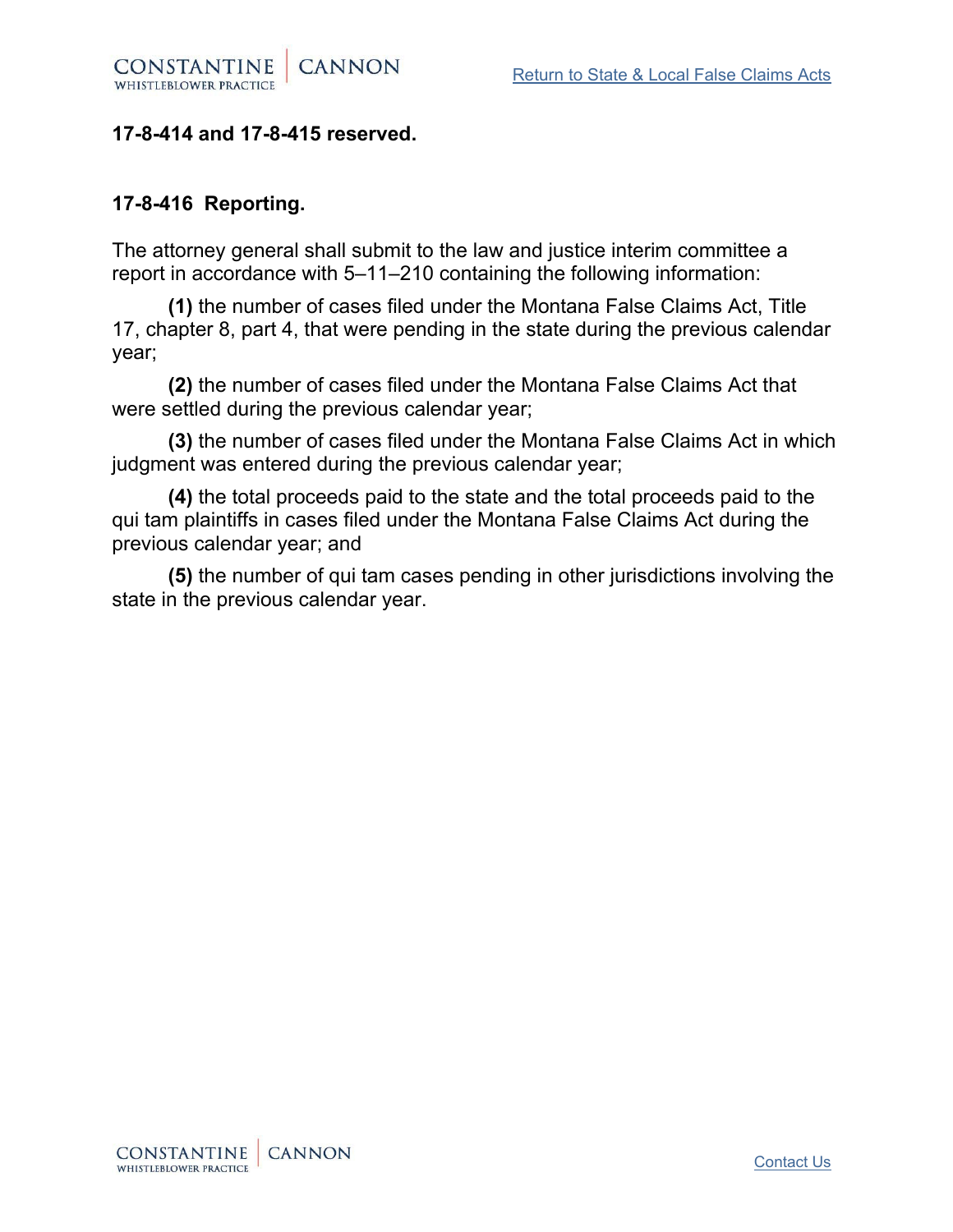**17-8-414 and 17-8-415 reserved.**

**17-8-416 Reporting.**

The attorney general shall submit to the law and justice interim committee a report in accordance with 5–11–210 containing the following information:

**(1)** the number of cases filed under the Montana False Claims Act, Title 17, chapter 8, part 4, that were pending in the state during the previous calendar year;

**(2)** the number of cases filed under the Montana False Claims Act that were settled during the previous calendar year;

**(3)** the number of cases filed under the Montana False Claims Act in which judgment was entered during the previous calendar year;

**(4)** the total proceeds paid to the state and the total proceeds paid to the qui tam plaintiffs in cases filed under the Montana False Claims Act during the previous calendar year; and

**(5)** the number of qui tam cases pending in other jurisdictions involving the state in the previous calendar year.